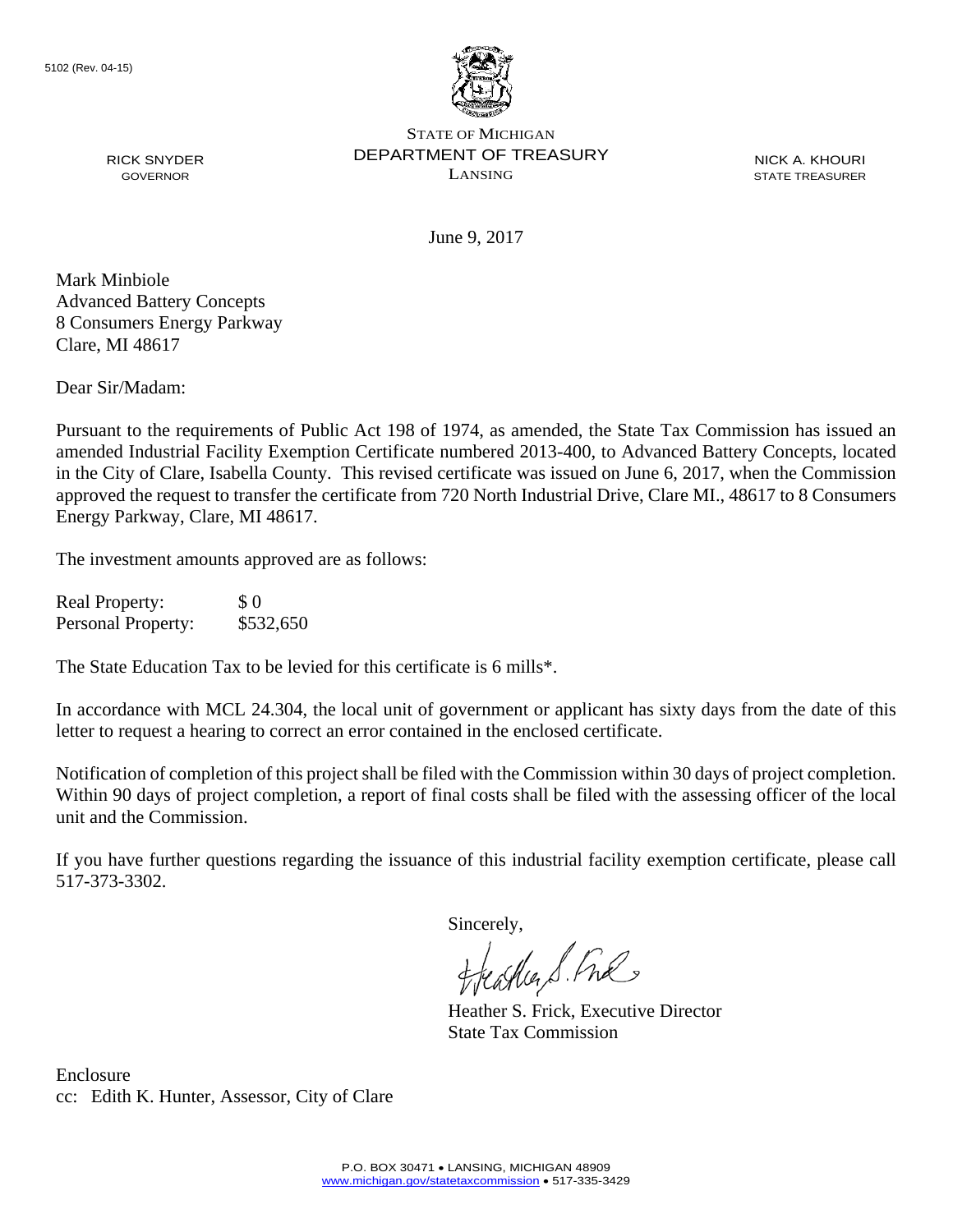5102 (Rev. 04-15)

STATE OF MICHIGAN
DEPARTMENT OF TREASURY
LANSING

RICK SNYDER
GOVERNOR

NICK A. KHOURI
STATE TREASURER

June 9, 2017

Mark Minbiole
Advanced Battery Concepts
8 Consumers Energy Parkway
Clare, MI 48617

Dear Sir/Madam:

Pursuant to the requirements of Public Act 198 of 1974, as amended, the State Tax Commission has issued an amended Industrial Facility Exemption Certificate numbered 2013-400, to Advanced Battery Concepts, located in the City of Clare, Isabella County. This revised certificate was issued on June 6, 2017, when the Commission approved the request to transfer the certificate from 720 North Industrial Drive, Clare MI., 48617 to 8 Consumers Energy Parkway, Clare, MI 48617.

The investment amounts approved are as follows:

| | |
|---|---|
| Real Property: | $ 0 |
| Personal Property: | $532,650 |

The State Education Tax to be levied for this certificate is 6 mills*.

In accordance with MCL 24.304, the local unit of government or applicant has sixty days from the date of this letter to request a hearing to correct an error contained in the enclosed certificate.

Notification of completion of this project shall be filed with the Commission within 30 days of project completion. Within 90 days of project completion, a report of final costs shall be filed with the assessing officer of the local unit and the Commission.

If you have further questions regarding the issuance of this industrial facility exemption certificate, please call 517-373-3302.

Sincerely,

Heather S. Frick, Executive Director
State Tax Commission

Enclosure
cc: Edith K. Hunter, Assessor, City of Clare

P.O. BOX 30471 • LANSING, MICHIGAN 48909
www.michigan.gov/statetaxcommission • 517-335-3429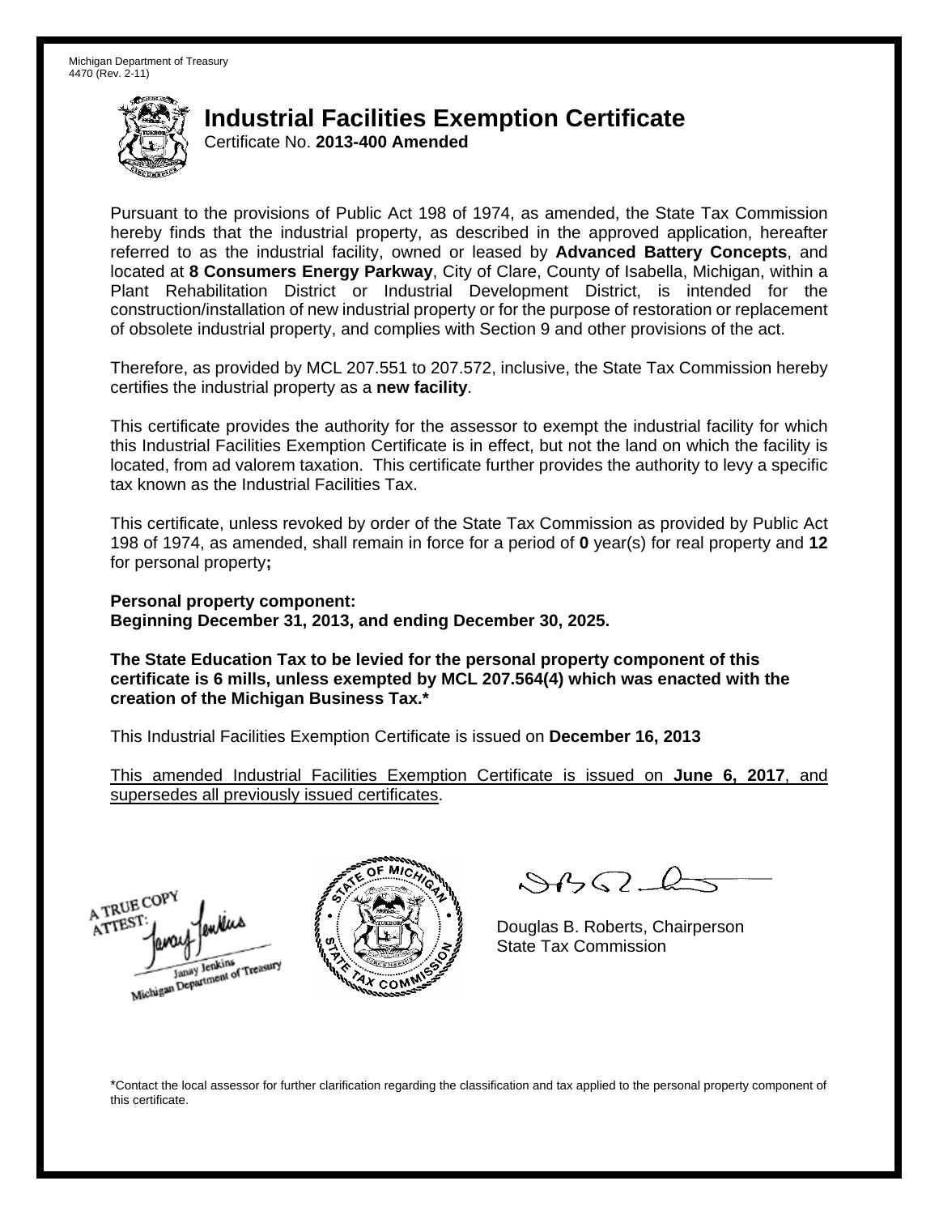Michigan Department of Treasury
4470 (Rev. 2-11)

# Industrial Facilities Exemption Certificate

Certificate No. **2013-400 Amended**

Pursuant to the provisions of Public Act 198 of 1974, as amended, the State Tax Commission hereby finds that the industrial property, as described in the approved application, hereafter referred to as the industrial facility, owned or leased by **Advanced Battery Concepts**, and located at **8 Consumers Energy Parkway**, City of Clare, County of Isabella, Michigan, within a Plant Rehabilitation District or Industrial Development District, is intended for the construction/installation of new industrial property or for the purpose of restoration or replacement of obsolete industrial property, and complies with Section 9 and other provisions of the act.

Therefore, as provided by MCL 207.551 to 207.572, inclusive, the State Tax Commission hereby certifies the industrial property as a **new facility**.

This certificate provides the authority for the assessor to exempt the industrial facility for which this Industrial Facilities Exemption Certificate is in effect, but not the land on which the facility is located, from ad valorem taxation. This certificate further provides the authority to levy a specific tax known as the Industrial Facilities Tax.

This certificate, unless revoked by order of the State Tax Commission as provided by Public Act 198 of 1974, as amended, shall remain in force for a period of **0** year(s) for real property and **12** for personal property**;**

**Personal property component:**
**Beginning December 31, 2013, and ending December 30, 2025.**

**The State Education Tax to be levied for the personal property component of this certificate is 6 mills, unless exempted by MCL 207.564(4) which was enacted with the creation of the Michigan Business Tax.***

This Industrial Facilities Exemption Certificate is issued on **December 16, 2013**

<u>This amended Industrial Facilities Exemption Certificate is issued on **June 6, 2017**, and supersedes all previously issued certificates</u>.

A TRUE COPY
ATTEST:
Janay Jenkins
Michigan Department of Treasury

Douglas B. Roberts, Chairperson
State Tax Commission

*Contact the local assessor for further clarification regarding the classification and tax applied to the personal property component of this certificate.